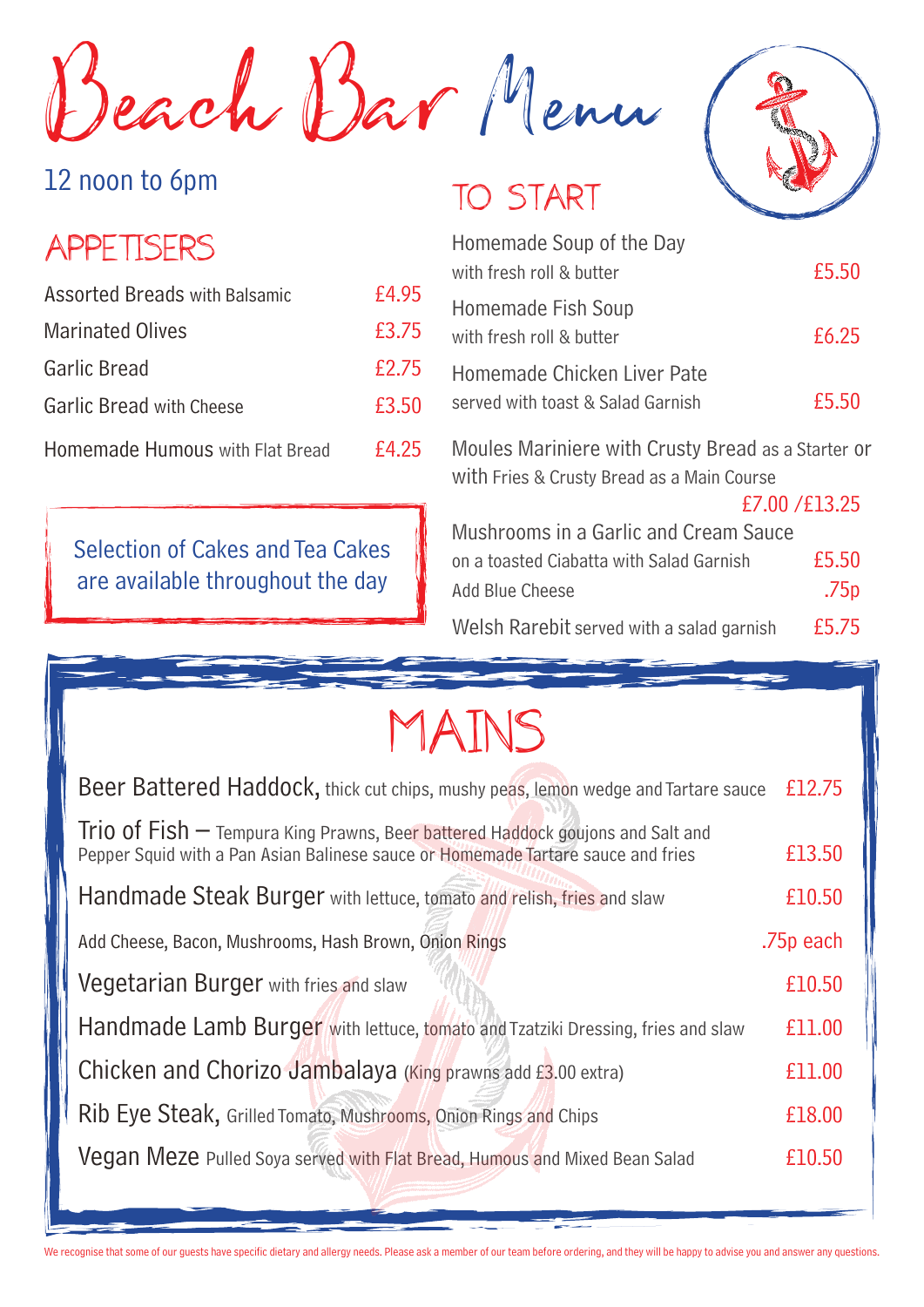# Beach Bar Menu

12 noon to 6pm

## APPETISERS

| Item | Price |
|---|---|
| Assorted Breads with Balsamic | £4.95 |
| Marinated Olives | £3.75 |
| Garlic Bread | £2.75 |
| Garlic Bread with Cheese | £3.50 |
| Homemade Humous with Flat Bread | £4.25 |

Selection of Cakes and Tea Cakes are available throughout the day

## TO START

| Item | Price |
|---|---|
| Homemade Soup of the Day with fresh roll & butter | £5.50 |
| Homemade Fish Soup with fresh roll & butter | £6.25 |
| Homemade Chicken Liver Pate served with toast & Salad Garnish | £5.50 |
| Moules Mariniere with Crusty Bread as a Starter or with Fries & Crusty Bread as a Main Course | £7.00 /£13.25 |
| Mushrooms in a Garlic and Cream Sauce on a toasted Ciabatta with Salad Garnish | £5.50 |
| Add Blue Cheese | .75p |
| Welsh Rarebit served with a salad garnish | £5.75 |

## MAINS

| Item | Price |
|---|---|
| Beer Battered Haddock, thick cut chips, mushy peas, lemon wedge and Tartare sauce | £12.75 |
| Trio of Fish – Tempura King Prawns, Beer battered Haddock goujons and Salt and Pepper Squid with a Pan Asian Balinese sauce or Homemade Tartare sauce and fries | £13.50 |
| Handmade Steak Burger with lettuce, tomato and relish, fries and slaw | £10.50 |
| Add Cheese, Bacon, Mushrooms, Hash Brown, Onion Rings | .75p each |
| Vegetarian Burger with fries and slaw | £10.50 |
| Handmade Lamb Burger with lettuce, tomato and Tzatziki Dressing, fries and slaw | £11.00 |
| Chicken and Chorizo Jambalaya (King prawns add £3.00 extra) | £11.00 |
| Rib Eye Steak, Grilled Tomato, Mushrooms, Onion Rings and Chips | £18.00 |
| Vegan Meze Pulled Soya served with Flat Bread, Humous and Mixed Bean Salad | £10.50 |

We recognise that some of our guests have specific dietary and allergy needs. Please ask a member of our team before ordering, and they will be happy to advise you and answer any questions.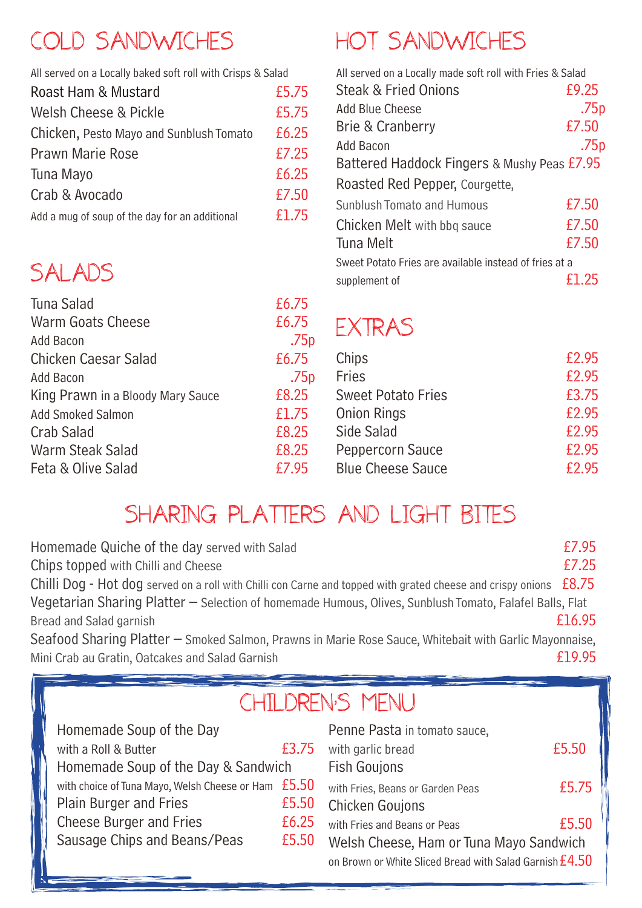## COLD SANDWICHES

All served on a Locally baked soft roll with Crisps & Salad

| | |
|---|---|
| Roast Ham & Mustard | £5.75 |
| Welsh Cheese & Pickle | £5.75 |
| Chicken, Pesto Mayo and Sunblush Tomato | £6.25 |
| Prawn Marie Rose | £7.25 |
| Tuna Mayo | £6.25 |
| Crab & Avocado | £7.50 |
| Add a mug of soup of the day for an additional | £1.75 |

## SALADS

| | |
|---|---|
| Tuna Salad | £6.75 |
| Warm Goats Cheese | £6.75 |
| Add Bacon | .75p |
| Chicken Caesar Salad | £6.75 |
| Add Bacon | .75p |
| King Prawn in a Bloody Mary Sauce | £8.25 |
| Add Smoked Salmon | £1.75 |
| Crab Salad | £8.25 |
| Warm Steak Salad | £8.25 |
| Feta & Olive Salad | £7.95 |

## HOT SANDWICHES

All served on a Locally made soft roll with Fries & Salad

| | |
|---|---|
| Steak & Fried Onions | £9.25 |
| Add Blue Cheese | .75p |
| Brie & Cranberry | £7.50 |
| Add Bacon | .75p |
| Battered Haddock Fingers & Mushy Peas | £7.95 |
| Roasted Red Pepper, Courgette, Sunblush Tomato and Humous | £7.50 |
| Chicken Melt with bbq sauce | £7.50 |
| Tuna Melt | £7.50 |
| Sweet Potato Fries are available instead of fries at a supplement of | £1.25 |

## EXTRAS

| | |
|---|---|
| Chips | £2.95 |
| Fries | £2.95 |
| Sweet Potato Fries | £3.75 |
| Onion Rings | £2.95 |
| Side Salad | £2.95 |
| Peppercorn Sauce | £2.95 |
| Blue Cheese Sauce | £2.95 |

## SHARING PLATTERS AND LIGHT BITES

| | |
|---|---|
| Homemade Quiche of the day served with Salad | £7.95 |
| Chips topped with Chilli and Cheese | £7.25 |
| Chilli Dog - Hot dog served on a roll with Chilli con Carne and topped with grated cheese and crispy onions | £8.75 |
| Vegetarian Sharing Platter – Selection of homemade Humous, Olives, Sunblush Tomato, Falafel Balls, Flat Bread and Salad garnish | £16.95 |
| Seafood Sharing Platter – Smoked Salmon, Prawns in Marie Rose Sauce, Whitebait with Garlic Mayonnaise, Mini Crab au Gratin, Oatcakes and Salad Garnish | £19.95 |

## CHILDREN'S MENU

| | |
|---|---|
| Homemade Soup of the Day with a Roll & Butter | £3.75 |
| Homemade Soup of the Day & Sandwich with choice of Tuna Mayo, Welsh Cheese or Ham | £5.50 |
| Plain Burger and Fries | £5.50 |
| Cheese Burger and Fries | £6.25 |
| Sausage Chips and Beans/Peas | £5.50 |
| Penne Pasta in tomato sauce, with garlic bread | £5.50 |
| Fish Goujons with Fries, Beans or Garden Peas | £5.75 |
| Chicken Goujons with Fries and Beans or Peas | £5.50 |
| Welsh Cheese, Ham or Tuna Mayo Sandwich on Brown or White Sliced Bread with Salad Garnish | £4.50 |